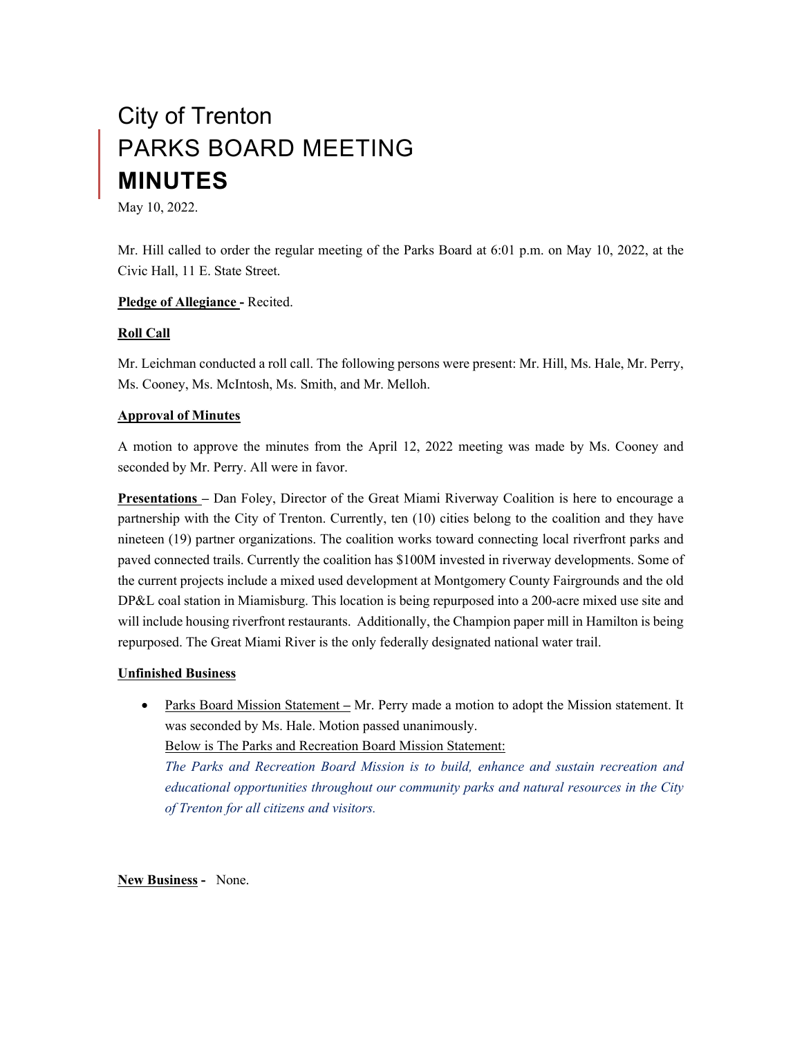# City of Trenton
# PARKS BOARD MEETING
# MINUTES

May 10, 2022.

Mr. Hill called to order the regular meeting of the Parks Board at 6:01 p.m. on May 10, 2022, at the Civic Hall, 11 E. State Street.

**Pledge of Allegiance -** Recited.

**Roll Call**

Mr. Leichman conducted a roll call. The following persons were present: Mr. Hill, Ms. Hale, Mr. Perry, Ms. Cooney, Ms. McIntosh, Ms. Smith, and Mr. Melloh.

**Approval of Minutes**

A motion to approve the minutes from the April 12, 2022 meeting was made by Ms. Cooney and seconded by Mr. Perry. All were in favor.

**Presentations –** Dan Foley, Director of the Great Miami Riverway Coalition is here to encourage a partnership with the City of Trenton. Currently, ten (10) cities belong to the coalition and they have nineteen (19) partner organizations. The coalition works toward connecting local riverfront parks and paved connected trails. Currently the coalition has $100M invested in riverway developments. Some of the current projects include a mixed used development at Montgomery County Fairgrounds and the old DP&L coal station in Miamisburg. This location is being repurposed into a 200-acre mixed use site and will include housing riverfront restaurants. Additionally, the Champion paper mill in Hamilton is being repurposed. The Great Miami River is the only federally designated national water trail.

**Unfinished Business**

- Parks Board Mission Statement – Mr. Perry made a motion to adopt the Mission statement. It was seconded by Ms. Hale. Motion passed unanimously.
  Below is The Parks and Recreation Board Mission Statement:
  *The Parks and Recreation Board Mission is to build, enhance and sustain recreation and educational opportunities throughout our community parks and natural resources in the City of Trenton for all citizens and visitors.*

**New Business -** None.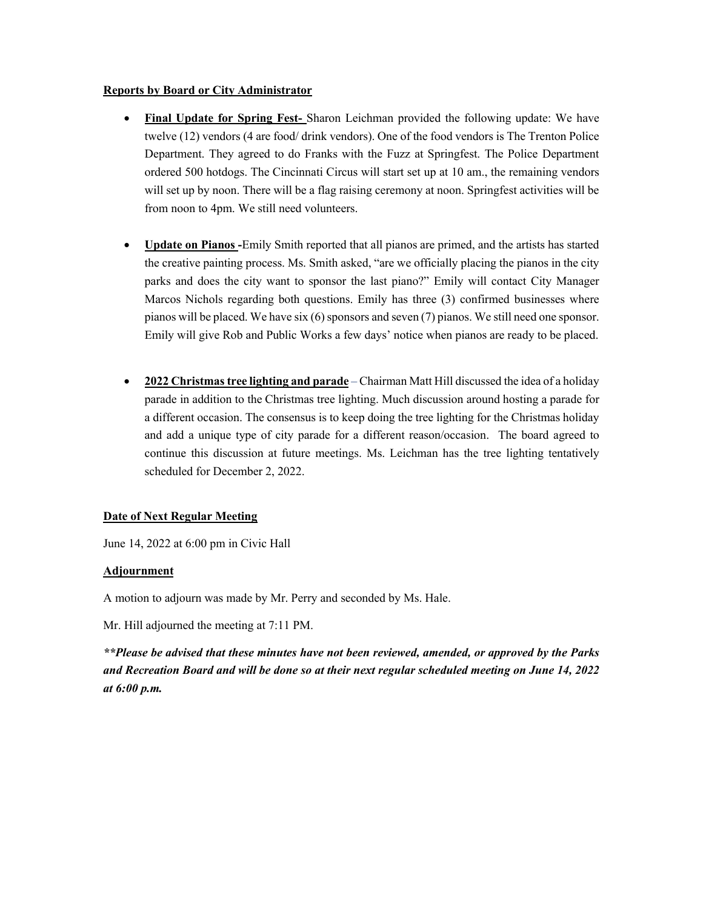**Reports by Board or City Administrator**

- **Final Update for Spring Fest-** Sharon Leichman provided the following update: We have twelve (12) vendors (4 are food/ drink vendors). One of the food vendors is The Trenton Police Department. They agreed to do Franks with the Fuzz at Springfest. The Police Department ordered 500 hotdogs. The Cincinnati Circus will start set up at 10 am., the remaining vendors will set up by noon. There will be a flag raising ceremony at noon. Springfest activities will be from noon to 4pm. We still need volunteers.

- **Update on Pianos -**Emily Smith reported that all pianos are primed, and the artists has started the creative painting process. Ms. Smith asked, "are we officially placing the pianos in the city parks and does the city want to sponsor the last piano?" Emily will contact City Manager Marcos Nichols regarding both questions. Emily has three (3) confirmed businesses where pianos will be placed. We have six (6) sponsors and seven (7) pianos. We still need one sponsor. Emily will give Rob and Public Works a few days' notice when pianos are ready to be placed.

- **2022 Christmas tree lighting and parade** – Chairman Matt Hill discussed the idea of a holiday parade in addition to the Christmas tree lighting. Much discussion around hosting a parade for a different occasion. The consensus is to keep doing the tree lighting for the Christmas holiday and add a unique type of city parade for a different reason/occasion. The board agreed to continue this discussion at future meetings. Ms. Leichman has the tree lighting tentatively scheduled for December 2, 2022.

**Date of Next Regular Meeting**

June 14, 2022 at 6:00 pm in Civic Hall

**Adjournment**

A motion to adjourn was made by Mr. Perry and seconded by Ms. Hale.

Mr. Hill adjourned the meeting at 7:11 PM.

***\*\*Please be advised that these minutes have not been reviewed, amended, or approved by the Parks and Recreation Board and will be done so at their next regular scheduled meeting on June 14, 2022 at 6:00 p.m.***